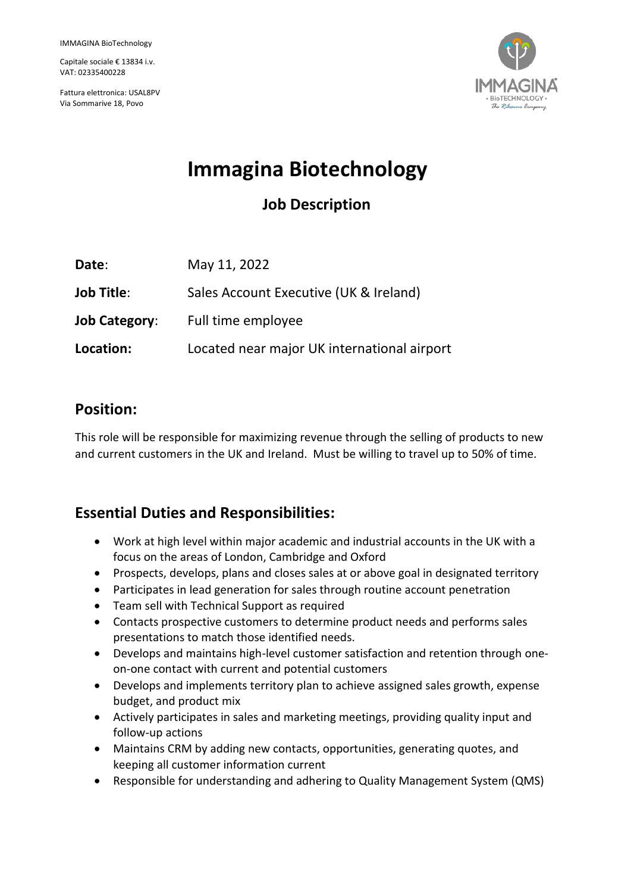IMMAGINA BioTechnology

Capitale sociale € 13834 i.v.
VAT: 02335400228

Fattura elettronica: USAL8PV
Via Sommarive 18, Povo

# Immagina Biotechnology

## Job Description

**Date**: May 11, 2022

**Job Title**: Sales Account Executive (UK & Ireland)

**Job Category**: Full time employee

**Location:** Located near major UK international airport

## Position:

This role will be responsible for maximizing revenue through the selling of products to new and current customers in the UK and Ireland. Must be willing to travel up to 50% of time.

## Essential Duties and Responsibilities:

- Work at high level within major academic and industrial accounts in the UK with a focus on the areas of London, Cambridge and Oxford
- Prospects, develops, plans and closes sales at or above goal in designated territory
- Participates in lead generation for sales through routine account penetration
- Team sell with Technical Support as required
- Contacts prospective customers to determine product needs and performs sales presentations to match those identified needs.
- Develops and maintains high-level customer satisfaction and retention through one-on-one contact with current and potential customers
- Develops and implements territory plan to achieve assigned sales growth, expense budget, and product mix
- Actively participates in sales and marketing meetings, providing quality input and follow-up actions
- Maintains CRM by adding new contacts, opportunities, generating quotes, and keeping all customer information current
- Responsible for understanding and adhering to Quality Management System (QMS)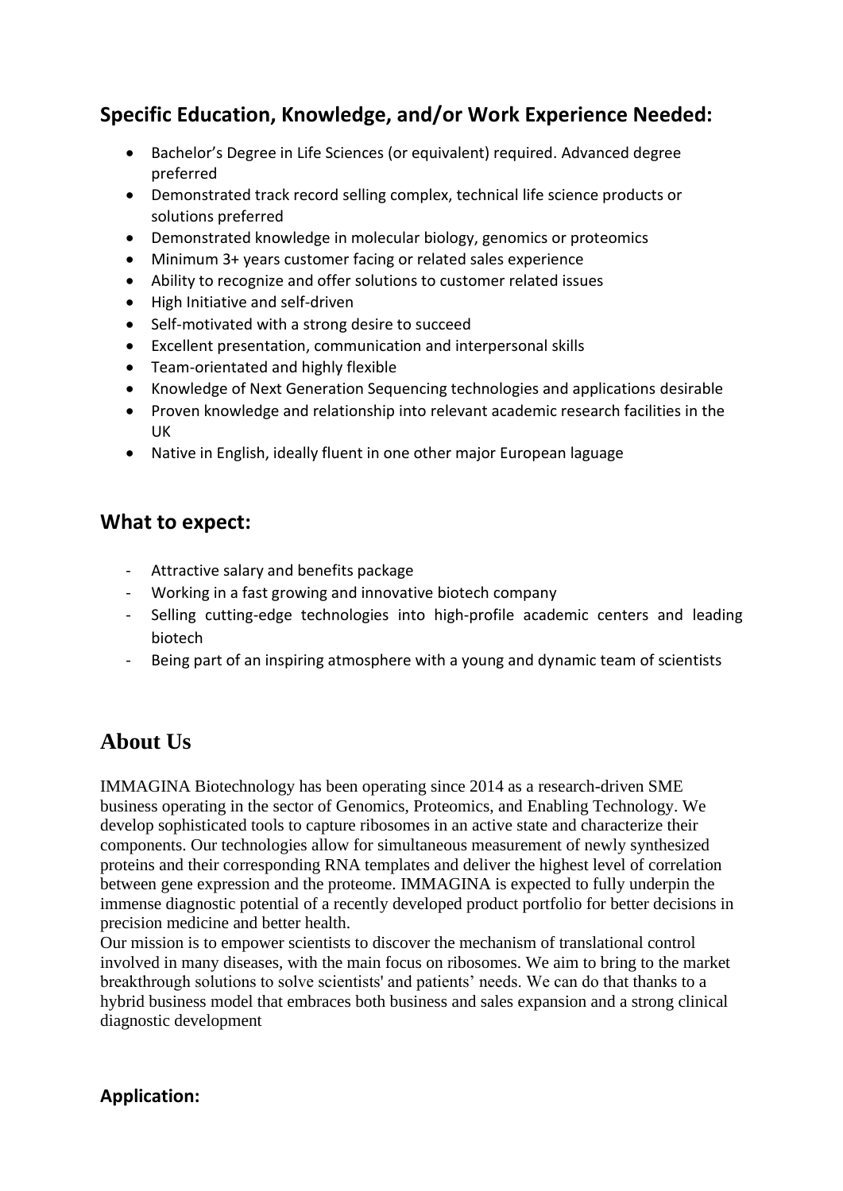## Specific Education, Knowledge, and/or Work Experience Needed:

- Bachelor's Degree in Life Sciences (or equivalent) required. Advanced degree preferred
- Demonstrated track record selling complex, technical life science products or solutions preferred
- Demonstrated knowledge in molecular biology, genomics or proteomics
- Minimum 3+ years customer facing or related sales experience
- Ability to recognize and offer solutions to customer related issues
- High Initiative and self-driven
- Self-motivated with a strong desire to succeed
- Excellent presentation, communication and interpersonal skills
- Team-orientated and highly flexible
- Knowledge of Next Generation Sequencing technologies and applications desirable
- Proven knowledge and relationship into relevant academic research facilities in the UK
- Native in English, ideally fluent in one other major European laguage

## What to expect:

- Attractive salary and benefits package
- Working in a fast growing and innovative biotech company
- Selling cutting-edge technologies into high-profile academic centers and leading biotech
- Being part of an inspiring atmosphere with a young and dynamic team of scientists

## About Us

IMMAGINA Biotechnology has been operating since 2014 as a research-driven SME business operating in the sector of Genomics, Proteomics, and Enabling Technology. We develop sophisticated tools to capture ribosomes in an active state and characterize their components. Our technologies allow for simultaneous measurement of newly synthesized proteins and their corresponding RNA templates and deliver the highest level of correlation between gene expression and the proteome. IMMAGINA is expected to fully underpin the immense diagnostic potential of a recently developed product portfolio for better decisions in precision medicine and better health.

Our mission is to empower scientists to discover the mechanism of translational control involved in many diseases, with the main focus on ribosomes. We aim to bring to the market breakthrough solutions to solve scientists' and patients' needs. We can do that thanks to a hybrid business model that embraces both business and sales expansion and a strong clinical diagnostic development

## Application: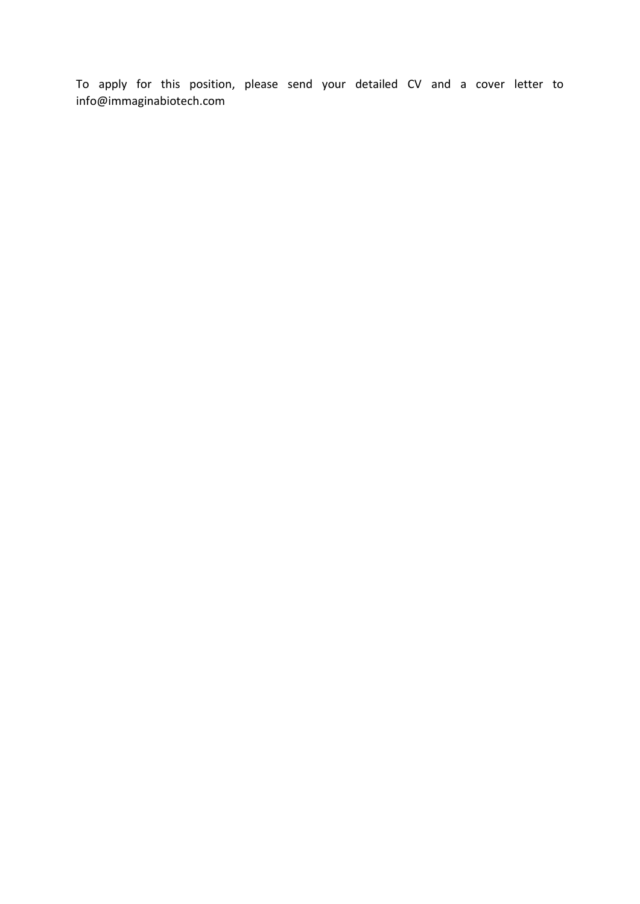To apply for this position, please send your detailed CV and a cover letter to info@immaginabiotech.com